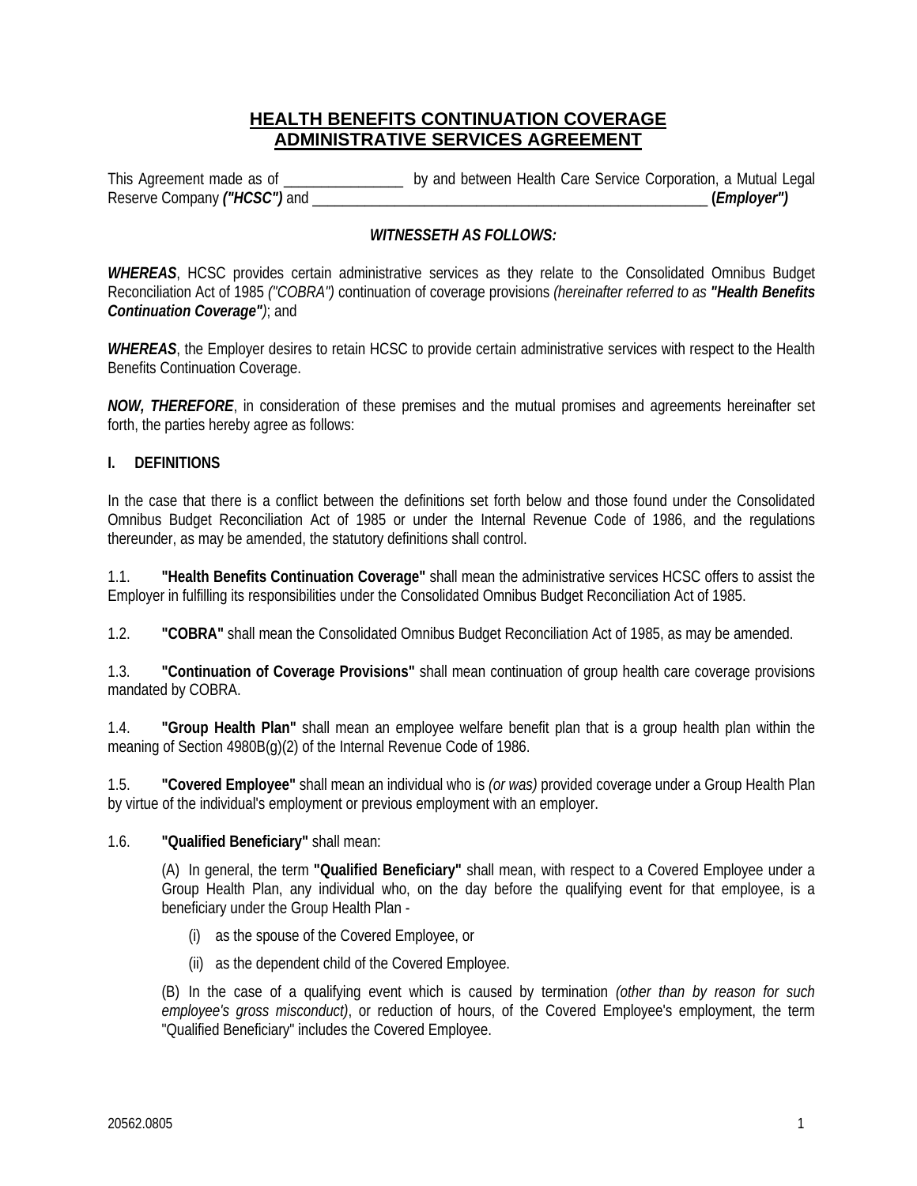# HEALTH BENEFITS CONTINUATION COVERAGE ADMINISTRATIVE SERVICES AGREEMENT

This Agreement made as of ________________ by and between Health Care Service Corporation, a Mutual Legal Reserve Company ***("HCSC")*** and ________________________________________________________ (***Employer")***

***WITNESSETH AS FOLLOWS:***

***WHEREAS***, HCSC provides certain administrative services as they relate to the Consolidated Omnibus Budget Reconciliation Act of 1985 *("COBRA")* continuation of coverage provisions *(hereinafter referred to as **"Health Benefits Continuation Coverage"**)*; and

***WHEREAS***, the Employer desires to retain HCSC to provide certain administrative services with respect to the Health Benefits Continuation Coverage.

***NOW, THEREFORE***, in consideration of these premises and the mutual promises and agreements hereinafter set forth, the parties hereby agree as follows:

**I. DEFINITIONS**

In the case that there is a conflict between the definitions set forth below and those found under the Consolidated Omnibus Budget Reconciliation Act of 1985 or under the Internal Revenue Code of 1986, and the regulations thereunder, as may be amended, the statutory definitions shall control.

1.1. **"Health Benefits Continuation Coverage"** shall mean the administrative services HCSC offers to assist the Employer in fulfilling its responsibilities under the Consolidated Omnibus Budget Reconciliation Act of 1985.

1.2. **"COBRA"** shall mean the Consolidated Omnibus Budget Reconciliation Act of 1985, as may be amended.

1.3. **"Continuation of Coverage Provisions"** shall mean continuation of group health care coverage provisions mandated by COBRA.

1.4. **"Group Health Plan"** shall mean an employee welfare benefit plan that is a group health plan within the meaning of Section 4980B(g)(2) of the Internal Revenue Code of 1986.

1.5. **"Covered Employee"** shall mean an individual who is *(or was)* provided coverage under a Group Health Plan by virtue of the individual's employment or previous employment with an employer.

1.6. **"Qualified Beneficiary"** shall mean:

(A) In general, the term **"Qualified Beneficiary"** shall mean, with respect to a Covered Employee under a Group Health Plan, any individual who, on the day before the qualifying event for that employee, is a beneficiary under the Group Health Plan -

(i) as the spouse of the Covered Employee, or

(ii) as the dependent child of the Covered Employee.

(B) In the case of a qualifying event which is caused by termination *(other than by reason for such employee's gross misconduct)*, or reduction of hours, of the Covered Employee's employment, the term "Qualified Beneficiary" includes the Covered Employee.

20562.0805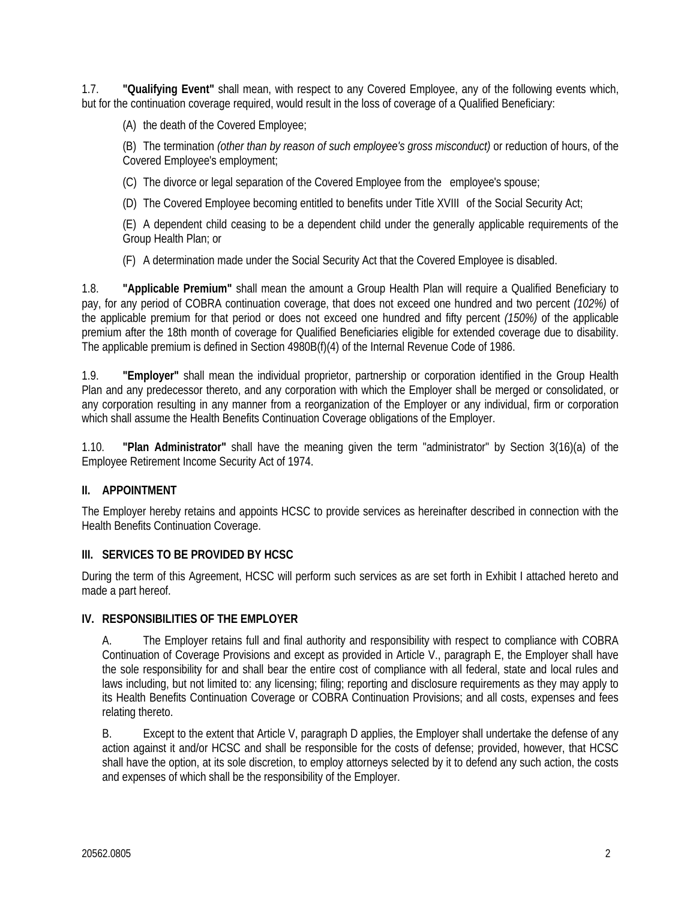1.7. **"Qualifying Event"** shall mean, with respect to any Covered Employee, any of the following events which, but for the continuation coverage required, would result in the loss of coverage of a Qualified Beneficiary:

(A) the death of the Covered Employee;

(B) The termination *(other than by reason of such employee's gross misconduct)* or reduction of hours, of the Covered Employee's employment;

(C) The divorce or legal separation of the Covered Employee from the employee's spouse;

(D) The Covered Employee becoming entitled to benefits under Title XVIII of the Social Security Act;

(E) A dependent child ceasing to be a dependent child under the generally applicable requirements of the Group Health Plan; or

(F) A determination made under the Social Security Act that the Covered Employee is disabled.

1.8. **"Applicable Premium"** shall mean the amount a Group Health Plan will require a Qualified Beneficiary to pay, for any period of COBRA continuation coverage, that does not exceed one hundred and two percent *(102%)* of the applicable premium for that period or does not exceed one hundred and fifty percent *(150%)* of the applicable premium after the 18th month of coverage for Qualified Beneficiaries eligible for extended coverage due to disability. The applicable premium is defined in Section 4980B(f)(4) of the Internal Revenue Code of 1986.

1.9. **"Employer"** shall mean the individual proprietor, partnership or corporation identified in the Group Health Plan and any predecessor thereto, and any corporation with which the Employer shall be merged or consolidated, or any corporation resulting in any manner from a reorganization of the Employer or any individual, firm or corporation which shall assume the Health Benefits Continuation Coverage obligations of the Employer.

1.10. **"Plan Administrator"** shall have the meaning given the term "administrator" by Section 3(16)(a) of the Employee Retirement Income Security Act of 1974.

## II. APPOINTMENT

The Employer hereby retains and appoints HCSC to provide services as hereinafter described in connection with the Health Benefits Continuation Coverage.

## III. SERVICES TO BE PROVIDED BY HCSC

During the term of this Agreement, HCSC will perform such services as are set forth in Exhibit I attached hereto and made a part hereof.

## IV. RESPONSIBILITIES OF THE EMPLOYER

A. The Employer retains full and final authority and responsibility with respect to compliance with COBRA Continuation of Coverage Provisions and except as provided in Article V., paragraph E, the Employer shall have the sole responsibility for and shall bear the entire cost of compliance with all federal, state and local rules and laws including, but not limited to: any licensing; filing; reporting and disclosure requirements as they may apply to its Health Benefits Continuation Coverage or COBRA Continuation Provisions; and all costs, expenses and fees relating thereto.

B. Except to the extent that Article V, paragraph D applies, the Employer shall undertake the defense of any action against it and/or HCSC and shall be responsible for the costs of defense; provided, however, that HCSC shall have the option, at its sole discretion, to employ attorneys selected by it to defend any such action, the costs and expenses of which shall be the responsibility of the Employer.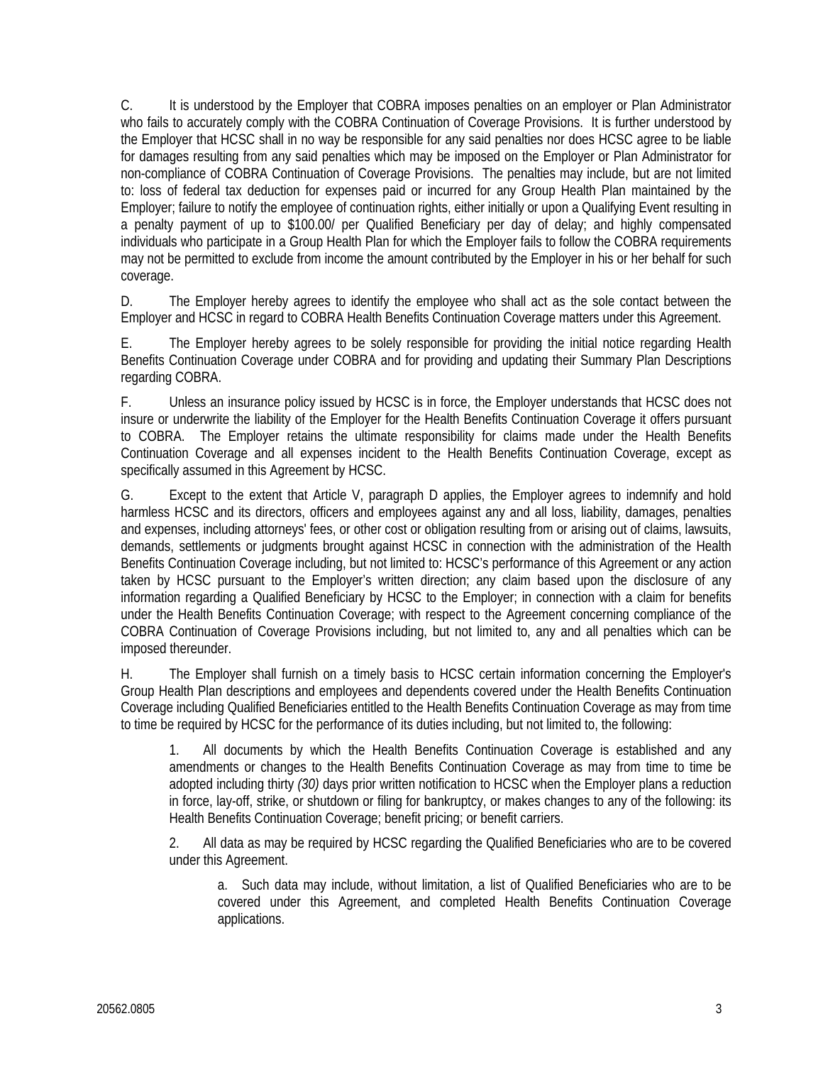C. It is understood by the Employer that COBRA imposes penalties on an employer or Plan Administrator who fails to accurately comply with the COBRA Continuation of Coverage Provisions. It is further understood by the Employer that HCSC shall in no way be responsible for any said penalties nor does HCSC agree to be liable for damages resulting from any said penalties which may be imposed on the Employer or Plan Administrator for non-compliance of COBRA Continuation of Coverage Provisions. The penalties may include, but are not limited to: loss of federal tax deduction for expenses paid or incurred for any Group Health Plan maintained by the Employer; failure to notify the employee of continuation rights, either initially or upon a Qualifying Event resulting in a penalty payment of up to $100.00/ per Qualified Beneficiary per day of delay; and highly compensated individuals who participate in a Group Health Plan for which the Employer fails to follow the COBRA requirements may not be permitted to exclude from income the amount contributed by the Employer in his or her behalf for such coverage.

D. The Employer hereby agrees to identify the employee who shall act as the sole contact between the Employer and HCSC in regard to COBRA Health Benefits Continuation Coverage matters under this Agreement.

E. The Employer hereby agrees to be solely responsible for providing the initial notice regarding Health Benefits Continuation Coverage under COBRA and for providing and updating their Summary Plan Descriptions regarding COBRA.

F. Unless an insurance policy issued by HCSC is in force, the Employer understands that HCSC does not insure or underwrite the liability of the Employer for the Health Benefits Continuation Coverage it offers pursuant to COBRA. The Employer retains the ultimate responsibility for claims made under the Health Benefits Continuation Coverage and all expenses incident to the Health Benefits Continuation Coverage, except as specifically assumed in this Agreement by HCSC.

G. Except to the extent that Article V, paragraph D applies, the Employer agrees to indemnify and hold harmless HCSC and its directors, officers and employees against any and all loss, liability, damages, penalties and expenses, including attorneys' fees, or other cost or obligation resulting from or arising out of claims, lawsuits, demands, settlements or judgments brought against HCSC in connection with the administration of the Health Benefits Continuation Coverage including, but not limited to: HCSC's performance of this Agreement or any action taken by HCSC pursuant to the Employer's written direction; any claim based upon the disclosure of any information regarding a Qualified Beneficiary by HCSC to the Employer; in connection with a claim for benefits under the Health Benefits Continuation Coverage; with respect to the Agreement concerning compliance of the COBRA Continuation of Coverage Provisions including, but not limited to, any and all penalties which can be imposed thereunder.

H. The Employer shall furnish on a timely basis to HCSC certain information concerning the Employer's Group Health Plan descriptions and employees and dependents covered under the Health Benefits Continuation Coverage including Qualified Beneficiaries entitled to the Health Benefits Continuation Coverage as may from time to time be required by HCSC for the performance of its duties including, but not limited to, the following:

1. All documents by which the Health Benefits Continuation Coverage is established and any amendments or changes to the Health Benefits Continuation Coverage as may from time to time be adopted including thirty *(30)* days prior written notification to HCSC when the Employer plans a reduction in force, lay-off, strike, or shutdown or filing for bankruptcy, or makes changes to any of the following: its Health Benefits Continuation Coverage; benefit pricing; or benefit carriers.

2. All data as may be required by HCSC regarding the Qualified Beneficiaries who are to be covered under this Agreement.

   a. Such data may include, without limitation, a list of Qualified Beneficiaries who are to be covered under this Agreement, and completed Health Benefits Continuation Coverage applications.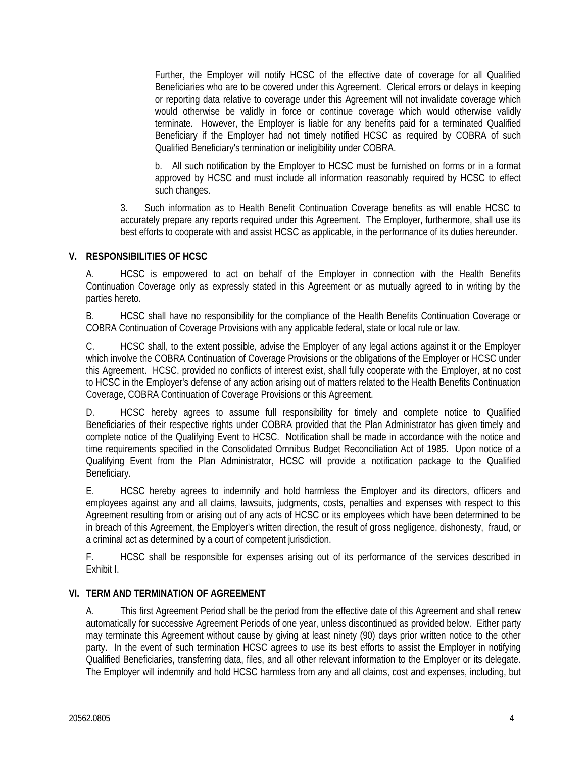Further, the Employer will notify HCSC of the effective date of coverage for all Qualified Beneficiaries who are to be covered under this Agreement. Clerical errors or delays in keeping or reporting data relative to coverage under this Agreement will not invalidate coverage which would otherwise be validly in force or continue coverage which would otherwise validly terminate. However, the Employer is liable for any benefits paid for a terminated Qualified Beneficiary if the Employer had not timely notified HCSC as required by COBRA of such Qualified Beneficiary's termination or ineligibility under COBRA.

b. All such notification by the Employer to HCSC must be furnished on forms or in a format approved by HCSC and must include all information reasonably required by HCSC to effect such changes.

3. Such information as to Health Benefit Continuation Coverage benefits as will enable HCSC to accurately prepare any reports required under this Agreement. The Employer, furthermore, shall use its best efforts to cooperate with and assist HCSC as applicable, in the performance of its duties hereunder.

## V. RESPONSIBILITIES OF HCSC

A. HCSC is empowered to act on behalf of the Employer in connection with the Health Benefits Continuation Coverage only as expressly stated in this Agreement or as mutually agreed to in writing by the parties hereto.

B. HCSC shall have no responsibility for the compliance of the Health Benefits Continuation Coverage or COBRA Continuation of Coverage Provisions with any applicable federal, state or local rule or law.

C. HCSC shall, to the extent possible, advise the Employer of any legal actions against it or the Employer which involve the COBRA Continuation of Coverage Provisions or the obligations of the Employer or HCSC under this Agreement. HCSC, provided no conflicts of interest exist, shall fully cooperate with the Employer, at no cost to HCSC in the Employer's defense of any action arising out of matters related to the Health Benefits Continuation Coverage, COBRA Continuation of Coverage Provisions or this Agreement.

D. HCSC hereby agrees to assume full responsibility for timely and complete notice to Qualified Beneficiaries of their respective rights under COBRA provided that the Plan Administrator has given timely and complete notice of the Qualifying Event to HCSC. Notification shall be made in accordance with the notice and time requirements specified in the Consolidated Omnibus Budget Reconciliation Act of 1985. Upon notice of a Qualifying Event from the Plan Administrator, HCSC will provide a notification package to the Qualified Beneficiary.

E. HCSC hereby agrees to indemnify and hold harmless the Employer and its directors, officers and employees against any and all claims, lawsuits, judgments, costs, penalties and expenses with respect to this Agreement resulting from or arising out of any acts of HCSC or its employees which have been determined to be in breach of this Agreement, the Employer's written direction, the result of gross negligence, dishonesty, fraud, or a criminal act as determined by a court of competent jurisdiction.

F. HCSC shall be responsible for expenses arising out of its performance of the services described in Exhibit I.

## VI. TERM AND TERMINATION OF AGREEMENT

A. This first Agreement Period shall be the period from the effective date of this Agreement and shall renew automatically for successive Agreement Periods of one year, unless discontinued as provided below. Either party may terminate this Agreement without cause by giving at least ninety (90) days prior written notice to the other party. In the event of such termination HCSC agrees to use its best efforts to assist the Employer in notifying Qualified Beneficiaries, transferring data, files, and all other relevant information to the Employer or its delegate. The Employer will indemnify and hold HCSC harmless from any and all claims, cost and expenses, including, but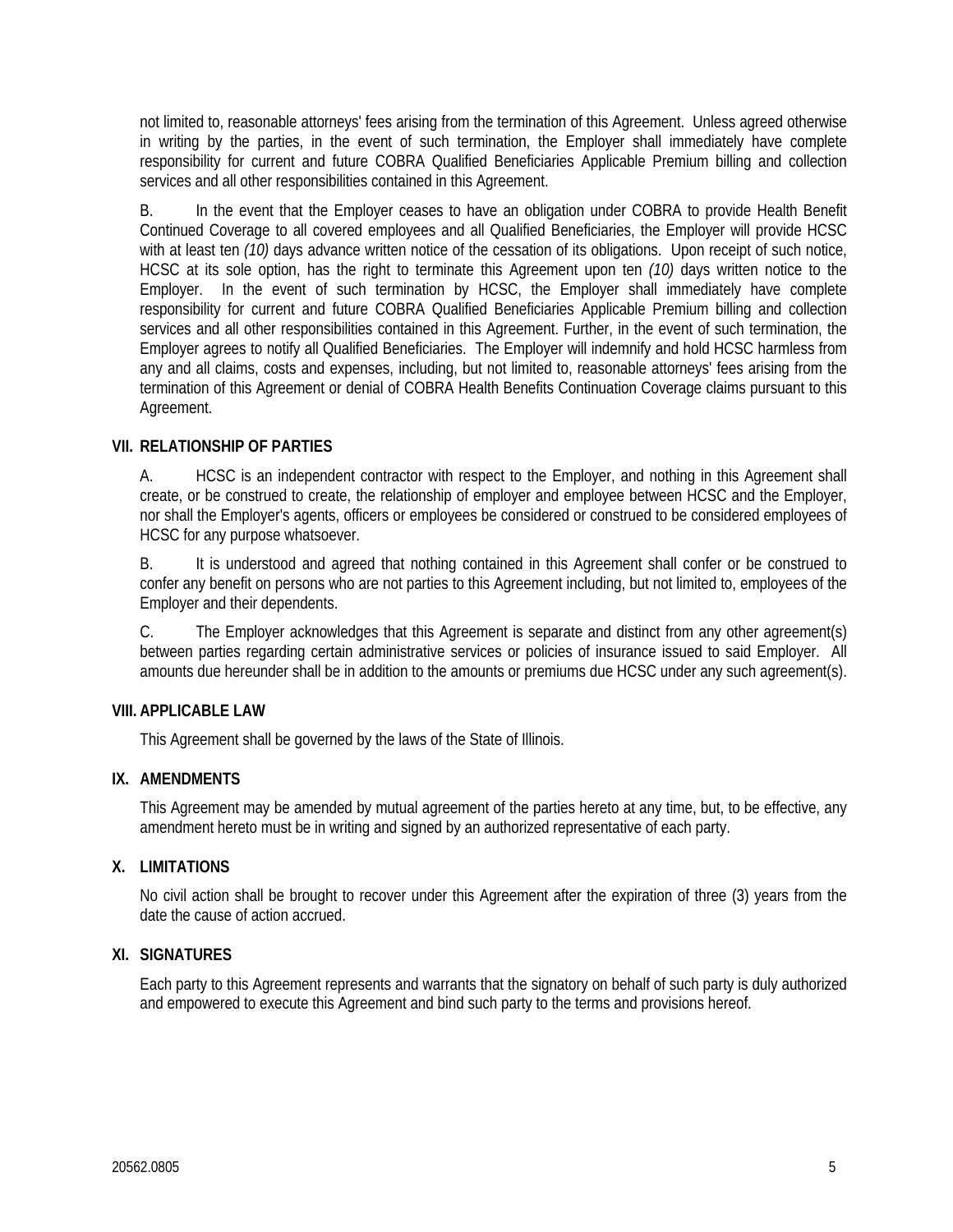not limited to, reasonable attorneys' fees arising from the termination of this Agreement. Unless agreed otherwise in writing by the parties, in the event of such termination, the Employer shall immediately have complete responsibility for current and future COBRA Qualified Beneficiaries Applicable Premium billing and collection services and all other responsibilities contained in this Agreement.

B. In the event that the Employer ceases to have an obligation under COBRA to provide Health Benefit Continued Coverage to all covered employees and all Qualified Beneficiaries, the Employer will provide HCSC with at least ten *(10)* days advance written notice of the cessation of its obligations. Upon receipt of such notice, HCSC at its sole option, has the right to terminate this Agreement upon ten *(10)* days written notice to the Employer. In the event of such termination by HCSC, the Employer shall immediately have complete responsibility for current and future COBRA Qualified Beneficiaries Applicable Premium billing and collection services and all other responsibilities contained in this Agreement. Further, in the event of such termination, the Employer agrees to notify all Qualified Beneficiaries. The Employer will indemnify and hold HCSC harmless from any and all claims, costs and expenses, including, but not limited to, reasonable attorneys' fees arising from the termination of this Agreement or denial of COBRA Health Benefits Continuation Coverage claims pursuant to this Agreement.

## VII. RELATIONSHIP OF PARTIES

A. HCSC is an independent contractor with respect to the Employer, and nothing in this Agreement shall create, or be construed to create, the relationship of employer and employee between HCSC and the Employer, nor shall the Employer's agents, officers or employees be considered or construed to be considered employees of HCSC for any purpose whatsoever.

B. It is understood and agreed that nothing contained in this Agreement shall confer or be construed to confer any benefit on persons who are not parties to this Agreement including, but not limited to, employees of the Employer and their dependents.

C. The Employer acknowledges that this Agreement is separate and distinct from any other agreement(s) between parties regarding certain administrative services or policies of insurance issued to said Employer. All amounts due hereunder shall be in addition to the amounts or premiums due HCSC under any such agreement(s).

## VIII. APPLICABLE LAW

This Agreement shall be governed by the laws of the State of Illinois.

## IX. AMENDMENTS

This Agreement may be amended by mutual agreement of the parties hereto at any time, but, to be effective, any amendment hereto must be in writing and signed by an authorized representative of each party.

## X. LIMITATIONS

No civil action shall be brought to recover under this Agreement after the expiration of three (3) years from the date the cause of action accrued.

## XI. SIGNATURES

Each party to this Agreement represents and warrants that the signatory on behalf of such party is duly authorized and empowered to execute this Agreement and bind such party to the terms and provisions hereof.

20562.0805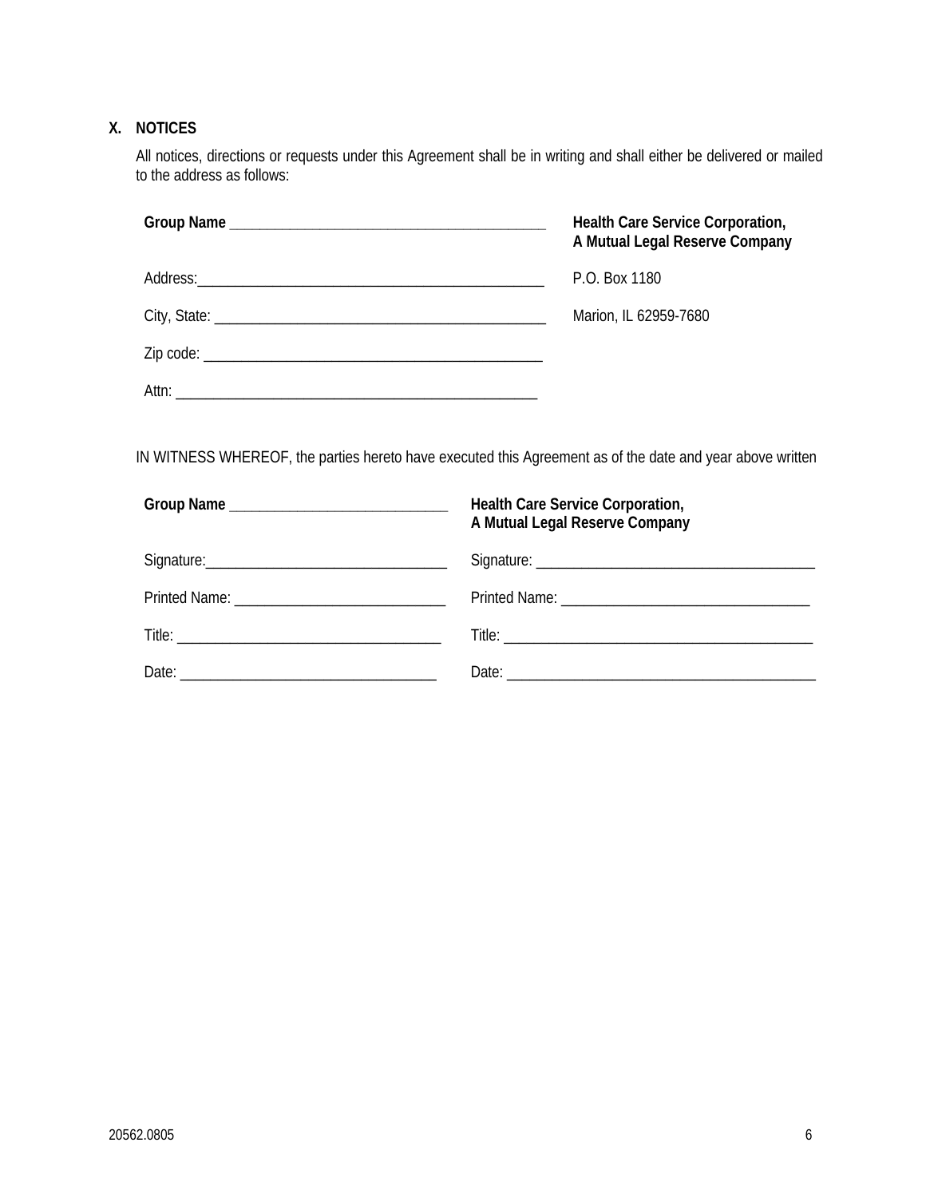## X. NOTICES

All notices, directions or requests under this Agreement shall be in writing and shall either be delivered or mailed to the address as follows:

| **Group Name** ___________________________ | **Health Care Service Corporation, A Mutual Legal Reserve Company** |
|---|---|
| Address:___________________________ | P.O. Box 1180 |
| City, State: ___________________________ | Marion, IL 62959-7680 |
| Zip code: ___________________________ | |
| Attn: ___________________________ | |

IN WITNESS WHEREOF, the parties hereto have executed this Agreement as of the date and year above written

| **Group Name** ___________________________ | **Health Care Service Corporation, A Mutual Legal Reserve Company** |
|---|---|
| Signature:___________________________ | Signature: ___________________________ |
| Printed Name: ___________________________ | Printed Name: ___________________________ |
| Title: ___________________________ | Title: ___________________________ |
| Date: ___________________________ | Date: ___________________________ |

20562.0805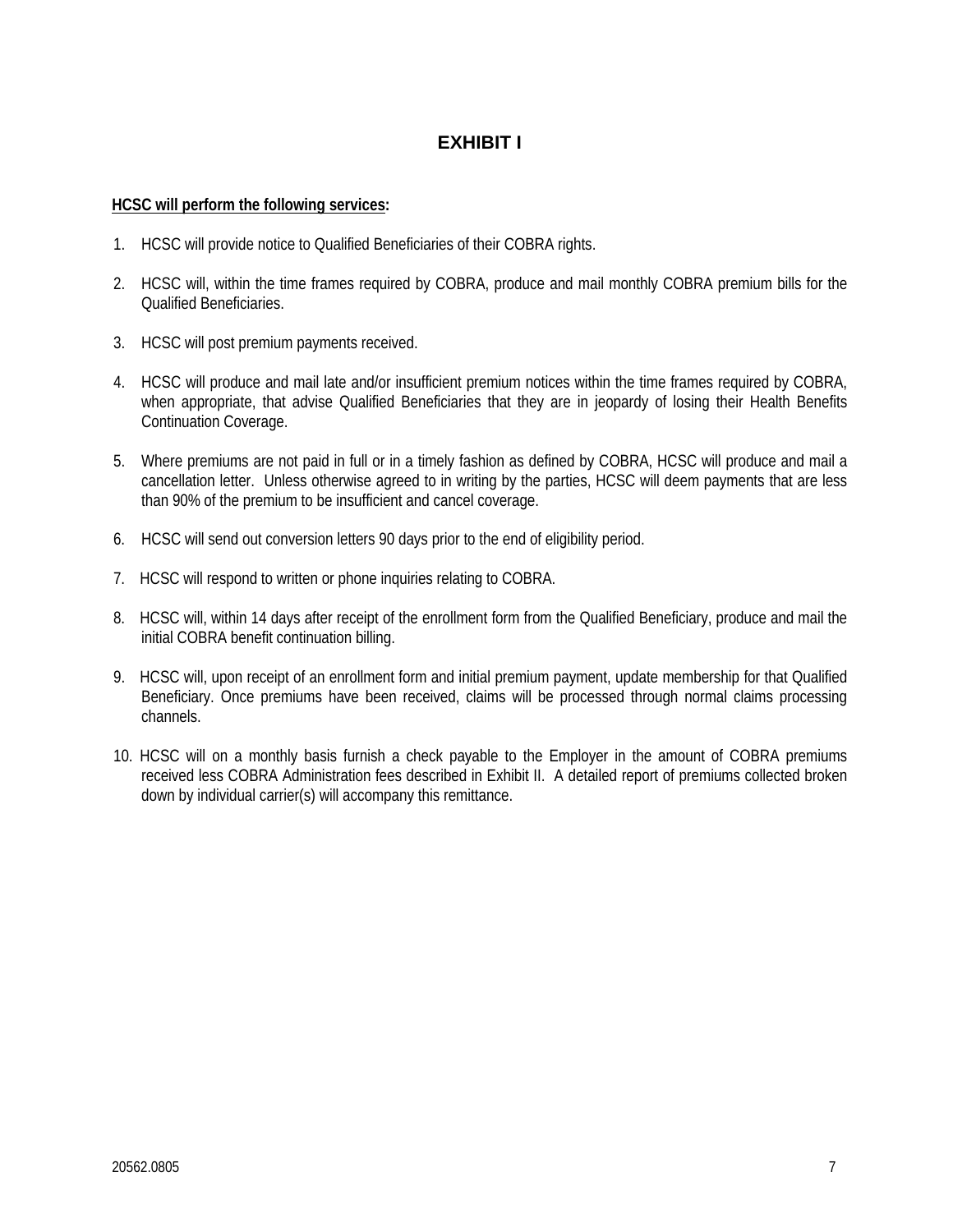# EXHIBIT I

**<u>HCSC will perform the following services</u>:**

1. HCSC will provide notice to Qualified Beneficiaries of their COBRA rights.

2. HCSC will, within the time frames required by COBRA, produce and mail monthly COBRA premium bills for the Qualified Beneficiaries.

3. HCSC will post premium payments received.

4. HCSC will produce and mail late and/or insufficient premium notices within the time frames required by COBRA, when appropriate, that advise Qualified Beneficiaries that they are in jeopardy of losing their Health Benefits Continuation Coverage.

5. Where premiums are not paid in full or in a timely fashion as defined by COBRA, HCSC will produce and mail a cancellation letter. Unless otherwise agreed to in writing by the parties, HCSC will deem payments that are less than 90% of the premium to be insufficient and cancel coverage.

6. HCSC will send out conversion letters 90 days prior to the end of eligibility period.

7. HCSC will respond to written or phone inquiries relating to COBRA.

8. HCSC will, within 14 days after receipt of the enrollment form from the Qualified Beneficiary, produce and mail the initial COBRA benefit continuation billing.

9. HCSC will, upon receipt of an enrollment form and initial premium payment, update membership for that Qualified Beneficiary. Once premiums have been received, claims will be processed through normal claims processing channels.

10. HCSC will on a monthly basis furnish a check payable to the Employer in the amount of COBRA premiums received less COBRA Administration fees described in Exhibit II. A detailed report of premiums collected broken down by individual carrier(s) will accompany this remittance.

20562.0805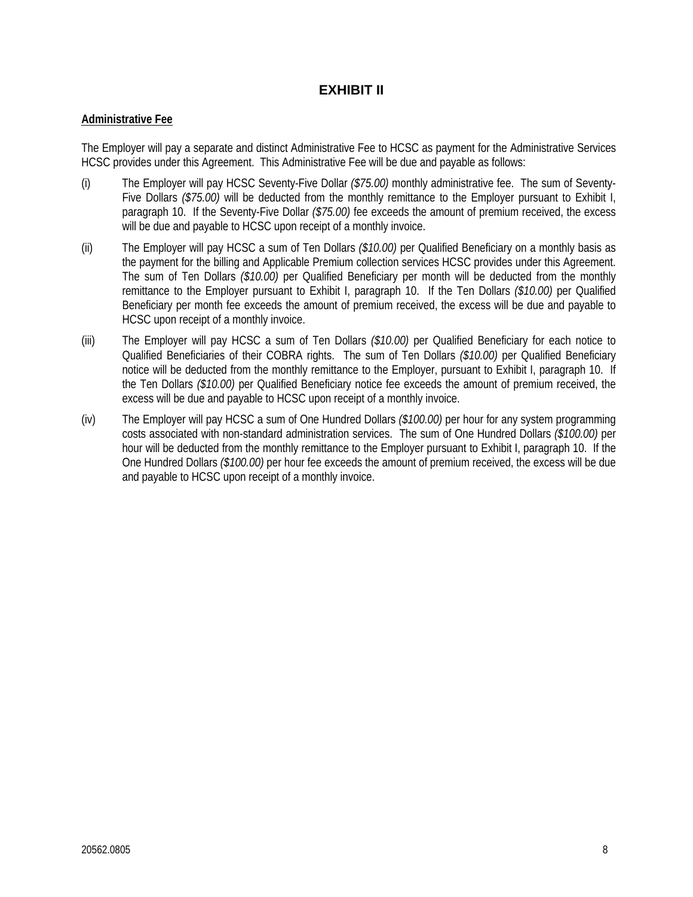# EXHIBIT II

**Administrative Fee**

The Employer will pay a separate and distinct Administrative Fee to HCSC as payment for the Administrative Services HCSC provides under this Agreement. This Administrative Fee will be due and payable as follows:

(i) The Employer will pay HCSC Seventy-Five Dollar *($75.00)* monthly administrative fee. The sum of Seventy-Five Dollars *($75.00)* will be deducted from the monthly remittance to the Employer pursuant to Exhibit I, paragraph 10. If the Seventy-Five Dollar *($75.00)* fee exceeds the amount of premium received, the excess will be due and payable to HCSC upon receipt of a monthly invoice.

(ii) The Employer will pay HCSC a sum of Ten Dollars *($10.00)* per Qualified Beneficiary on a monthly basis as the payment for the billing and Applicable Premium collection services HCSC provides under this Agreement. The sum of Ten Dollars *($10.00)* per Qualified Beneficiary per month will be deducted from the monthly remittance to the Employer pursuant to Exhibit I, paragraph 10. If the Ten Dollars *($10.00)* per Qualified Beneficiary per month fee exceeds the amount of premium received, the excess will be due and payable to HCSC upon receipt of a monthly invoice.

(iii) The Employer will pay HCSC a sum of Ten Dollars *($10.00)* per Qualified Beneficiary for each notice to Qualified Beneficiaries of their COBRA rights. The sum of Ten Dollars *($10.00)* per Qualified Beneficiary notice will be deducted from the monthly remittance to the Employer, pursuant to Exhibit I, paragraph 10. If the Ten Dollars *($10.00)* per Qualified Beneficiary notice fee exceeds the amount of premium received, the excess will be due and payable to HCSC upon receipt of a monthly invoice.

(iv) The Employer will pay HCSC a sum of One Hundred Dollars *($100.00)* per hour for any system programming costs associated with non-standard administration services. The sum of One Hundred Dollars *($100.00)* per hour will be deducted from the monthly remittance to the Employer pursuant to Exhibit I, paragraph 10. If the One Hundred Dollars *($100.00)* per hour fee exceeds the amount of premium received, the excess will be due and payable to HCSC upon receipt of a monthly invoice.

20562.0805